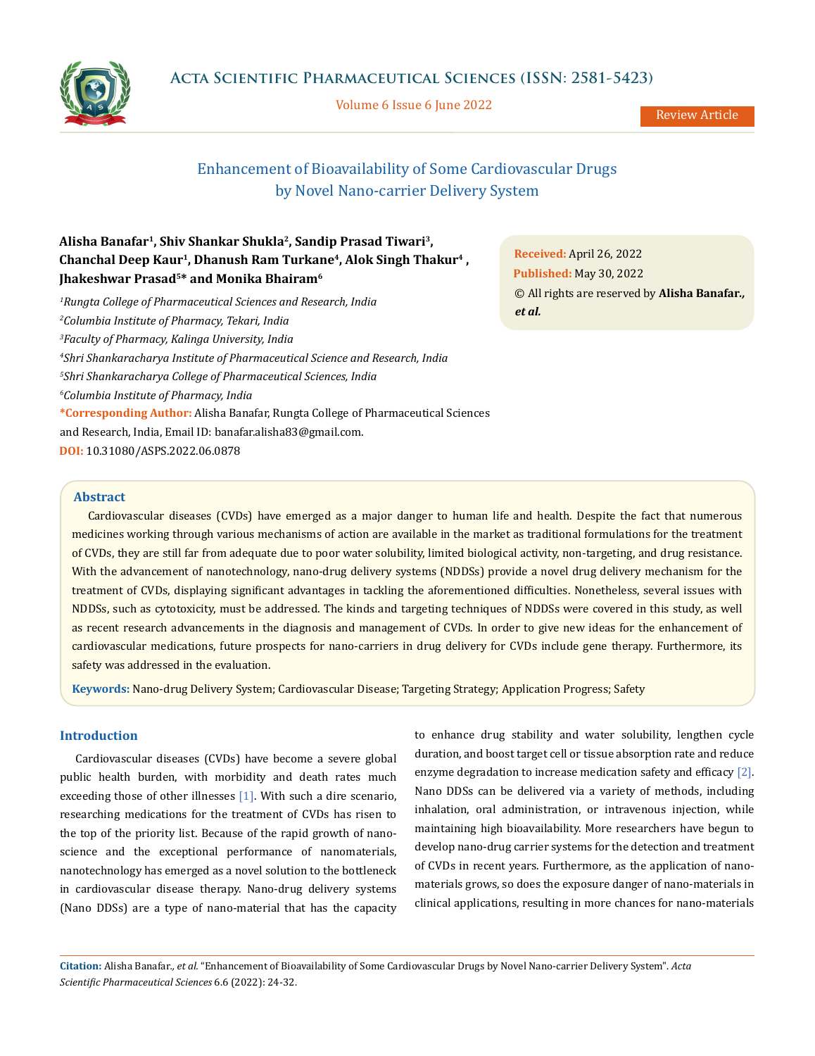# Enhancement of Bioavailability of Some Cardiovascular Drugs by Novel Nano-carrier Delivery System

Review Article

**Alisha Banafar[1], Shiv Shankar Shukla[2], Sandip Prasad Tiwari[3], Chanchal Deep Kaur[1], Dhanush Ram Turkane[4], Alok Singh Thakur[4], Jhakeshwar Prasad[5]* and Monika Bhairam[6]**

*[1]Rungta College of Pharmaceutical Sciences and Research, India*
*[2]Columbia Institute of Pharmacy, Tekari, India*
*[3]Faculty of Pharmacy, Kalinga University, India*
*[4]Shri Shankaracharya Institute of Pharmaceutical Science and Research, India*
*[5]Shri Shankaracharya College of Pharmaceutical Sciences, India*
*[6]Columbia Institute of Pharmacy, India*

**\*Corresponding Author:** Alisha Banafar, Rungta College of Pharmaceutical Sciences and Research, India, Email ID: banafar.alisha83@gmail.com.

**DOI:** 10.31080/ASPS.2022.06.0878

**Received:** April 26, 2022
**Published:** May 30, 2022
© All rights are reserved by **Alisha Banafar., *et al.***

## Abstract

Cardiovascular diseases (CVDs) have emerged as a major danger to human life and health. Despite the fact that numerous medicines working through various mechanisms of action are available in the market as traditional formulations for the treatment of CVDs, they are still far from adequate due to poor water solubility, limited biological activity, non-targeting, and drug resistance. With the advancement of nanotechnology, nano-drug delivery systems (NDDSs) provide a novel drug delivery mechanism for the treatment of CVDs, displaying significant advantages in tackling the aforementioned difficulties. Nonetheless, several issues with NDDSs, such as cytotoxicity, must be addressed. The kinds and targeting techniques of NDDSs were covered in this study, as well as recent research advancements in the diagnosis and management of CVDs. In order to give new ideas for the enhancement of cardiovascular medications, future prospects for nano-carriers in drug delivery for CVDs include gene therapy. Furthermore, its safety was addressed in the evaluation.

**Keywords:** Nano-drug Delivery System; Cardiovascular Disease; Targeting Strategy; Application Progress; Safety

## Introduction

Cardiovascular diseases (CVDs) have become a severe global public health burden, with morbidity and death rates much exceeding those of other illnesses [1]. With such a dire scenario, researching medications for the treatment of CVDs has risen to the top of the priority list. Because of the rapid growth of nano-science and the exceptional performance of nanomaterials, nanotechnology has emerged as a novel solution to the bottleneck in cardiovascular disease therapy. Nano-drug delivery systems (Nano DDSs) are a type of nano-material that has the capacity to enhance drug stability and water solubility, lengthen cycle duration, and boost target cell or tissue absorption rate and reduce enzyme degradation to increase medication safety and efficacy [2]. Nano DDSs can be delivered via a variety of methods, including inhalation, oral administration, or intravenous injection, while maintaining high bioavailability. More researchers have begun to develop nano-drug carrier systems for the detection and treatment of CVDs in recent years. Furthermore, as the application of nano-materials grows, so does the exposure danger of nano-materials in clinical applications, resulting in more chances for nano-materials

**Citation:** Alisha Banafar., *et al.* "Enhancement of Bioavailability of Some Cardiovascular Drugs by Novel Nano-carrier Delivery System". *Acta Scientific Pharmaceutical Sciences* 6.6 (2022): 24-32.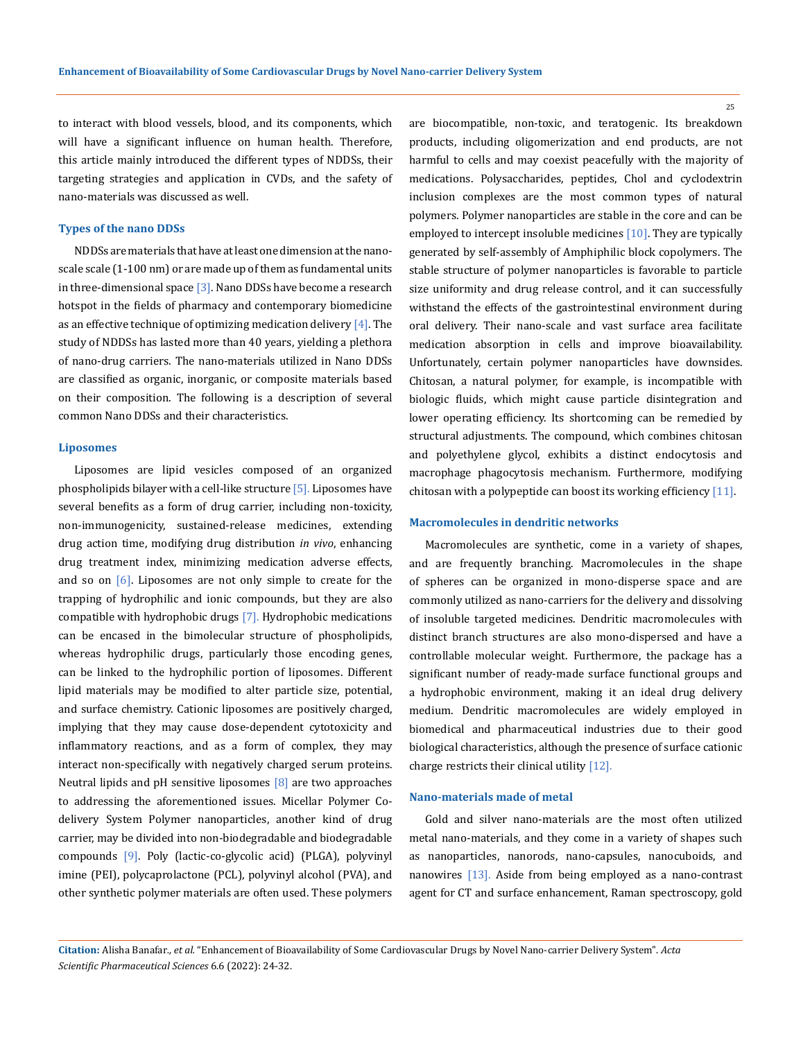to interact with blood vessels, blood, and its components, which will have a significant influence on human health. Therefore, this article mainly introduced the different types of NDDSs, their targeting strategies and application in CVDs, and the safety of nano-materials was discussed as well.

### Types of the nano DDSs

NDDSs are materials that have at least one dimension at the nano-scale scale (1-100 nm) or are made up of them as fundamental units in three-dimensional space [3]. Nano DDSs have become a research hotspot in the fields of pharmacy and contemporary biomedicine as an effective technique of optimizing medication delivery [4]. The study of NDDSs has lasted more than 40 years, yielding a plethora of nano-drug carriers. The nano-materials utilized in Nano DDSs are classified as organic, inorganic, or composite materials based on their composition. The following is a description of several common Nano DDSs and their characteristics.

### Liposomes

Liposomes are lipid vesicles composed of an organized phospholipids bilayer with a cell-like structure [5]. Liposomes have several benefits as a form of drug carrier, including non-toxicity, non-immunogenicity, sustained-release medicines, extending drug action time, modifying drug distribution *in vivo*, enhancing drug treatment index, minimizing medication adverse effects, and so on [6]. Liposomes are not only simple to create for the trapping of hydrophilic and ionic compounds, but they are also compatible with hydrophobic drugs [7]. Hydrophobic medications can be encased in the bimolecular structure of phospholipids, whereas hydrophilic drugs, particularly those encoding genes, can be linked to the hydrophilic portion of liposomes. Different lipid materials may be modified to alter particle size, potential, and surface chemistry. Cationic liposomes are positively charged, implying that they may cause dose-dependent cytotoxicity and inflammatory reactions, and as a form of complex, they may interact non-specifically with negatively charged serum proteins. Neutral lipids and pH sensitive liposomes [8] are two approaches to addressing the aforementioned issues. Micellar Polymer Co-delivery System Polymer nanoparticles, another kind of drug carrier, may be divided into non-biodegradable and biodegradable compounds [9]. Poly (lactic-co-glycolic acid) (PLGA), polyvinyl imine (PEI), polycaprolactone (PCL), polyvinyl alcohol (PVA), and other synthetic polymer materials are often used. These polymers are biocompatible, non-toxic, and teratogenic. Its breakdown products, including oligomerization and end products, are not harmful to cells and may coexist peacefully with the majority of medications. Polysaccharides, peptides, Chol and cyclodextrin inclusion complexes are the most common types of natural polymers. Polymer nanoparticles are stable in the core and can be employed to intercept insoluble medicines [10]. They are typically generated by self-assembly of Amphiphilic block copolymers. The stable structure of polymer nanoparticles is favorable to particle size uniformity and drug release control, and it can successfully withstand the effects of the gastrointestinal environment during oral delivery. Their nano-scale and vast surface area facilitate medication absorption in cells and improve bioavailability. Unfortunately, certain polymer nanoparticles have downsides. Chitosan, a natural polymer, for example, is incompatible with biologic fluids, which might cause particle disintegration and lower operating efficiency. Its shortcoming can be remedied by structural adjustments. The compound, which combines chitosan and polyethylene glycol, exhibits a distinct endocytosis and macrophage phagocytosis mechanism. Furthermore, modifying chitosan with a polypeptide can boost its working efficiency [11].

### Macromolecules in dendritic networks

Macromolecules are synthetic, come in a variety of shapes, and are frequently branching. Macromolecules in the shape of spheres can be organized in mono-disperse space and are commonly utilized as nano-carriers for the delivery and dissolving of insoluble targeted medicines. Dendritic macromolecules with distinct branch structures are also mono-dispersed and have a controllable molecular weight. Furthermore, the package has a significant number of ready-made surface functional groups and a hydrophobic environment, making it an ideal drug delivery medium. Dendritic macromolecules are widely employed in biomedical and pharmaceutical industries due to their good biological characteristics, although the presence of surface cationic charge restricts their clinical utility [12].

### Nano-materials made of metal

Gold and silver nano-materials are the most often utilized metal nano-materials, and they come in a variety of shapes such as nanoparticles, nanorods, nano-capsules, nanocuboids, and nanowires [13]. Aside from being employed as a nano-contrast agent for CT and surface enhancement, Raman spectroscopy, gold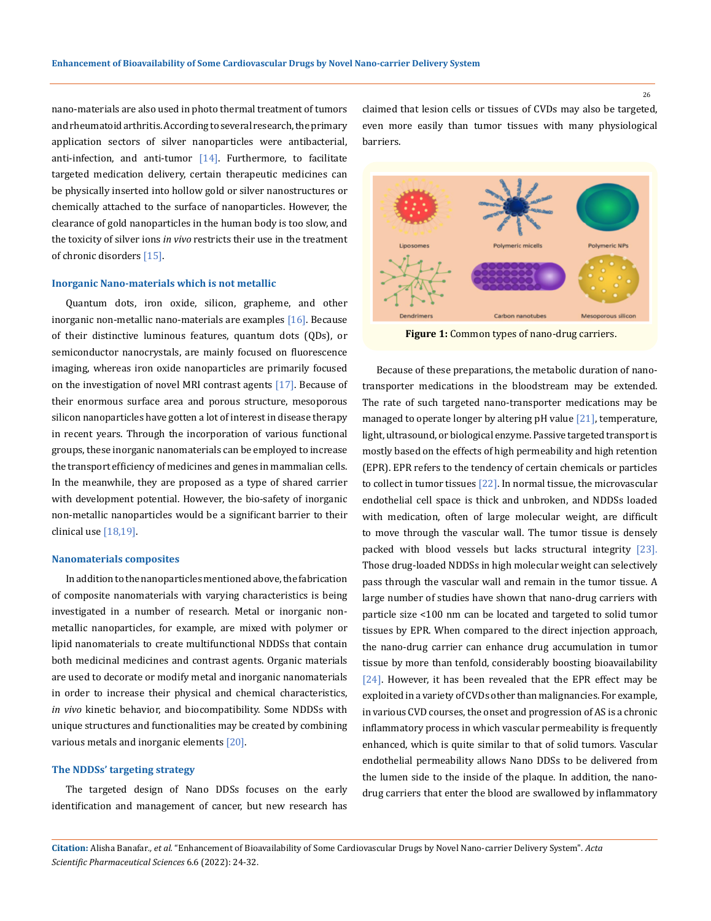nano-materials are also used in photo thermal treatment of tumors and rheumatoid arthritis. According to several research, the primary application sectors of silver nanoparticles were antibacterial, anti-infection, and anti-tumor [14]. Furthermore, to facilitate targeted medication delivery, certain therapeutic medicines can be physically inserted into hollow gold or silver nanostructures or chemically attached to the surface of nanoparticles. However, the clearance of gold nanoparticles in the human body is too slow, and the toxicity of silver ions *in vivo* restricts their use in the treatment of chronic disorders [15].

### Inorganic Nano-materials which is not metallic

Quantum dots, iron oxide, silicon, grapheme, and other inorganic non-metallic nano-materials are examples [16]. Because of their distinctive luminous features, quantum dots (QDs), or semiconductor nanocrystals, are mainly focused on fluorescence imaging, whereas iron oxide nanoparticles are primarily focused on the investigation of novel MRI contrast agents [17]. Because of their enormous surface area and porous structure, mesoporous silicon nanoparticles have gotten a lot of interest in disease therapy in recent years. Through the incorporation of various functional groups, these inorganic nanomaterials can be employed to increase the transport efficiency of medicines and genes in mammalian cells. In the meanwhile, they are proposed as a type of shared carrier with development potential. However, the bio-safety of inorganic non-metallic nanoparticles would be a significant barrier to their clinical use [18,19].

### Nanomaterials composites

In addition to the nanoparticles mentioned above, the fabrication of composite nanomaterials with varying characteristics is being investigated in a number of research. Metal or inorganic non-metallic nanoparticles, for example, are mixed with polymer or lipid nanomaterials to create multifunctional NDDSs that contain both medicinal medicines and contrast agents. Organic materials are used to decorate or modify metal and inorganic nanomaterials in order to increase their physical and chemical characteristics, *in vivo* kinetic behavior, and biocompatibility. Some NDDSs with unique structures and functionalities may be created by combining various metals and inorganic elements [20].

### The NDDSs' targeting strategy

The targeted design of Nano DDSs focuses on the early identification and management of cancer, but new research has claimed that lesion cells or tissues of CVDs may also be targeted, even more easily than tumor tissues with many physiological barriers.

**Figure 1:** Common types of nano-drug carriers.

Because of these preparations, the metabolic duration of nano-transporter medications in the bloodstream may be extended. The rate of such targeted nano-transporter medications may be managed to operate longer by altering pH value [21], temperature, light, ultrasound, or biological enzyme. Passive targeted transport is mostly based on the effects of high permeability and high retention (EPR). EPR refers to the tendency of certain chemicals or particles to collect in tumor tissues [22]. In normal tissue, the microvascular endothelial cell space is thick and unbroken, and NDDSs loaded with medication, often of large molecular weight, are difficult to move through the vascular wall. The tumor tissue is densely packed with blood vessels but lacks structural integrity [23]. Those drug-loaded NDDSs in high molecular weight can selectively pass through the vascular wall and remain in the tumor tissue. A large number of studies have shown that nano-drug carriers with particle size <100 nm can be located and targeted to solid tumor tissues by EPR. When compared to the direct injection approach, the nano-drug carrier can enhance drug accumulation in tumor tissue by more than tenfold, considerably boosting bioavailability [24]. However, it has been revealed that the EPR effect may be exploited in a variety of CVDs other than malignancies. For example, in various CVD courses, the onset and progression of AS is a chronic inflammatory process in which vascular permeability is frequently enhanced, which is quite similar to that of solid tumors. Vascular endothelial permeability allows Nano DDSs to be delivered from the lumen side to the inside of the plaque. In addition, the nano-drug carriers that enter the blood are swallowed by inflammatory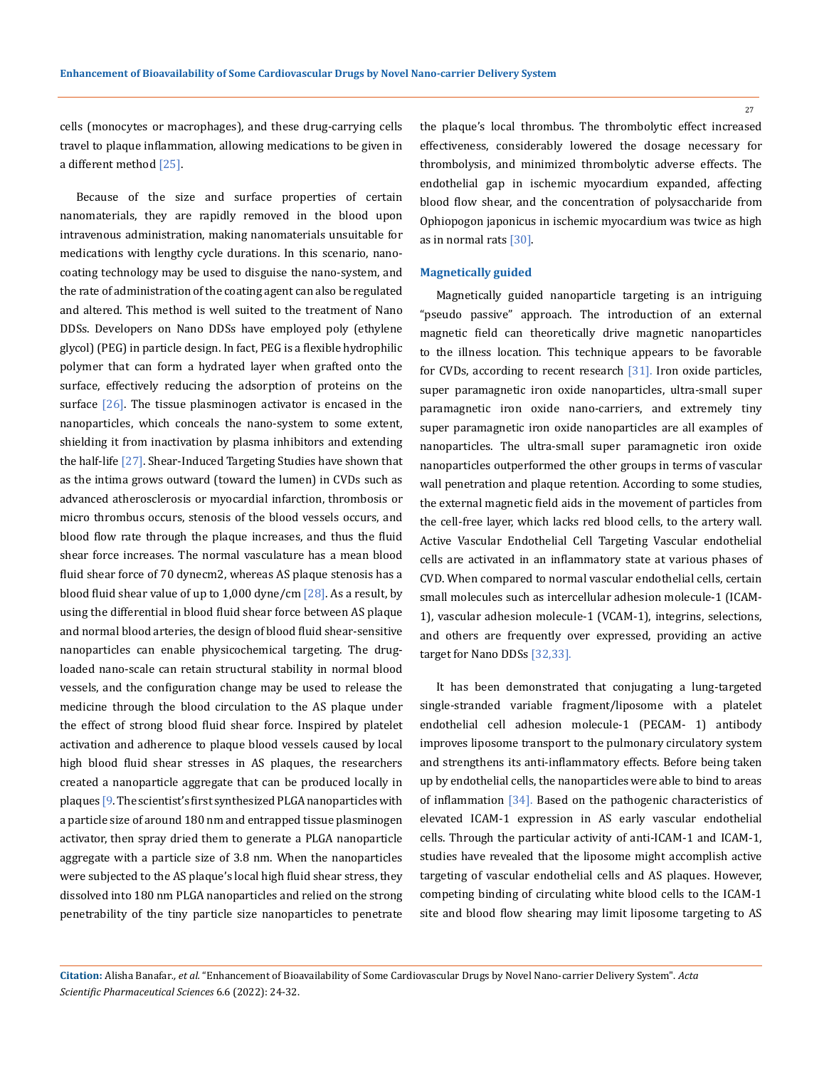cells (monocytes or macrophages), and these drug-carrying cells travel to plaque inflammation, allowing medications to be given in a different method [25].

Because of the size and surface properties of certain nanomaterials, they are rapidly removed in the blood upon intravenous administration, making nanomaterials unsuitable for medications with lengthy cycle durations. In this scenario, nano-coating technology may be used to disguise the nano-system, and the rate of administration of the coating agent can also be regulated and altered. This method is well suited to the treatment of Nano DDSs. Developers on Nano DDSs have employed poly (ethylene glycol) (PEG) in particle design. In fact, PEG is a flexible hydrophilic polymer that can form a hydrated layer when grafted onto the surface, effectively reducing the adsorption of proteins on the surface [26]. The tissue plasminogen activator is encased in the nanoparticles, which conceals the nano-system to some extent, shielding it from inactivation by plasma inhibitors and extending the half-life [27]. Shear-Induced Targeting Studies have shown that as the intima grows outward (toward the lumen) in CVDs such as advanced atherosclerosis or myocardial infarction, thrombosis or micro thrombus occurs, stenosis of the blood vessels occurs, and blood flow rate through the plaque increases, and thus the fluid shear force increases. The normal vasculature has a mean blood fluid shear force of 70 dynecm2, whereas AS plaque stenosis has a blood fluid shear value of up to 1,000 dyne/cm [28]. As a result, by using the differential in blood fluid shear force between AS plaque and normal blood arteries, the design of blood fluid shear-sensitive nanoparticles can enable physicochemical targeting. The drug-loaded nano-scale can retain structural stability in normal blood vessels, and the configuration change may be used to release the medicine through the blood circulation to the AS plaque under the effect of strong blood fluid shear force. Inspired by platelet activation and adherence to plaque blood vessels caused by local high blood fluid shear stresses in AS plaques, the researchers created a nanoparticle aggregate that can be produced locally in plaques [9. The scientist's first synthesized PLGA nanoparticles with a particle size of around 180 nm and entrapped tissue plasminogen activator, then spray dried them to generate a PLGA nanoparticle aggregate with a particle size of 3.8 nm. When the nanoparticles were subjected to the AS plaque's local high fluid shear stress, they dissolved into 180 nm PLGA nanoparticles and relied on the strong penetrability of the tiny particle size nanoparticles to penetrate the plaque's local thrombus. The thrombolytic effect increased effectiveness, considerably lowered the dosage necessary for thrombolysis, and minimized thrombolytic adverse effects. The endothelial gap in ischemic myocardium expanded, affecting blood flow shear, and the concentration of polysaccharide from Ophiopogon japonicus in ischemic myocardium was twice as high as in normal rats [30].

#### Magnetically guided

Magnetically guided nanoparticle targeting is an intriguing "pseudo passive" approach. The introduction of an external magnetic field can theoretically drive magnetic nanoparticles to the illness location. This technique appears to be favorable for CVDs, according to recent research [31]. Iron oxide particles, super paramagnetic iron oxide nanoparticles, ultra-small super paramagnetic iron oxide nano-carriers, and extremely tiny super paramagnetic iron oxide nanoparticles are all examples of nanoparticles. The ultra-small super paramagnetic iron oxide nanoparticles outperformed the other groups in terms of vascular wall penetration and plaque retention. According to some studies, the external magnetic field aids in the movement of particles from the cell-free layer, which lacks red blood cells, to the artery wall. Active Vascular Endothelial Cell Targeting Vascular endothelial cells are activated in an inflammatory state at various phases of CVD. When compared to normal vascular endothelial cells, certain small molecules such as intercellular adhesion molecule-1 (ICAM-1), vascular adhesion molecule-1 (VCAM-1), integrins, selections, and others are frequently over expressed, providing an active target for Nano DDSs [32,33].

It has been demonstrated that conjugating a lung-targeted single-stranded variable fragment/liposome with a platelet endothelial cell adhesion molecule-1 (PECAM- 1) antibody improves liposome transport to the pulmonary circulatory system and strengthens its anti-inflammatory effects. Before being taken up by endothelial cells, the nanoparticles were able to bind to areas of inflammation [34]. Based on the pathogenic characteristics of elevated ICAM-1 expression in AS early vascular endothelial cells. Through the particular activity of anti-ICAM-1 and ICAM-1, studies have revealed that the liposome might accomplish active targeting of vascular endothelial cells and AS plaques. However, competing binding of circulating white blood cells to the ICAM-1 site and blood flow shearing may limit liposome targeting to AS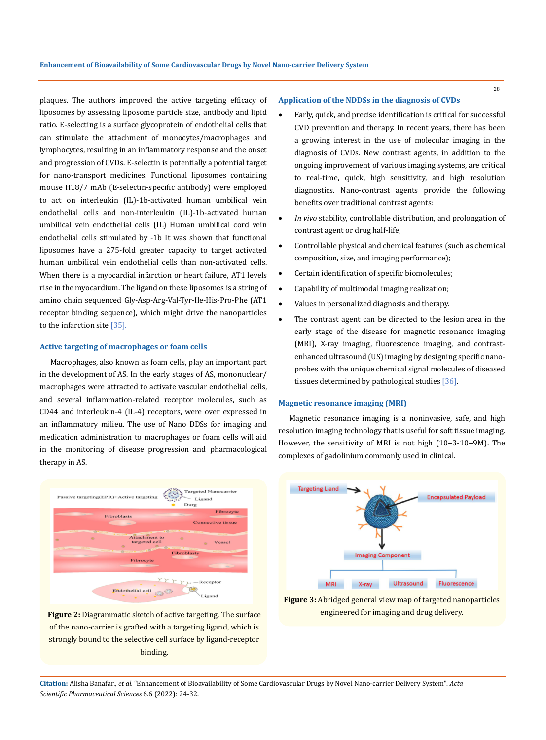plaques. The authors improved the active targeting efficacy of liposomes by assessing liposome particle size, antibody and lipid ratio. E-selecting is a surface glycoprotein of endothelial cells that can stimulate the attachment of monocytes/macrophages and lymphocytes, resulting in an inflammatory response and the onset and progression of CVDs. E-selectin is potentially a potential target for nano-transport medicines. Functional liposomes containing mouse H18/7 mAb (E-selectin-specific antibody) were employed to act on interleukin (IL)-1b-activated human umbilical vein endothelial cells and non-interleukin (IL)-1b-activated human umbilical vein endothelial cells (IL) Human umbilical cord vein endothelial cells stimulated by -1b It was shown that functional liposomes have a 275-fold greater capacity to target activated human umbilical vein endothelial cells than non-activated cells. When there is a myocardial infarction or heart failure, AT1 levels rise in the myocardium. The ligand on these liposomes is a string of amino chain sequenced Gly-Asp-Arg-Val-Tyr-Ile-His-Pro-Phe (AT1 receptor binding sequence), which might drive the nanoparticles to the infarction site [35].

### Active targeting of macrophages or foam cells

Macrophages, also known as foam cells, play an important part in the development of AS. In the early stages of AS, mononuclear/macrophages were attracted to activate vascular endothelial cells, and several inflammation-related receptor molecules, such as CD44 and interleukin-4 (IL-4) receptors, were over expressed in an inflammatory milieu. The use of Nano DDSs for imaging and medication administration to macrophages or foam cells will aid in the monitoring of disease progression and pharmacological therapy in AS.

**Figure 2:** Diagrammatic sketch of active targeting. The surface of the nano-carrier is grafted with a targeting ligand, which is strongly bound to the selective cell surface by ligand-receptor binding.

### Application of the NDDSs in the diagnosis of CVDs

- Early, quick, and precise identification is critical for successful CVD prevention and therapy. In recent years, there has been a growing interest in the use of molecular imaging in the diagnosis of CVDs. New contrast agents, in addition to the ongoing improvement of various imaging systems, are critical to real-time, quick, high sensitivity, and high resolution diagnostics. Nano-contrast agents provide the following benefits over traditional contrast agents:
- *In vivo* stability, controllable distribution, and prolongation of contrast agent or drug half-life;
- Controllable physical and chemical features (such as chemical composition, size, and imaging performance);
- Certain identification of specific biomolecules;
- Capability of multimodal imaging realization;
- Values in personalized diagnosis and therapy.
- The contrast agent can be directed to the lesion area in the early stage of the disease for magnetic resonance imaging (MRI), X-ray imaging, fluorescence imaging, and contrast-enhanced ultrasound (US) imaging by designing specific nano-probes with the unique chemical signal molecules of diseased tissues determined by pathological studies [36].

### Magnetic resonance imaging (MRI)

Magnetic resonance imaging is a noninvasive, safe, and high resolution imaging technology that is useful for soft tissue imaging. However, the sensitivity of MRI is not high (10−3-10−9M). The complexes of gadolinium commonly used in clinical.

**Figure 3:** Abridged general view map of targeted nanoparticles engineered for imaging and drug delivery.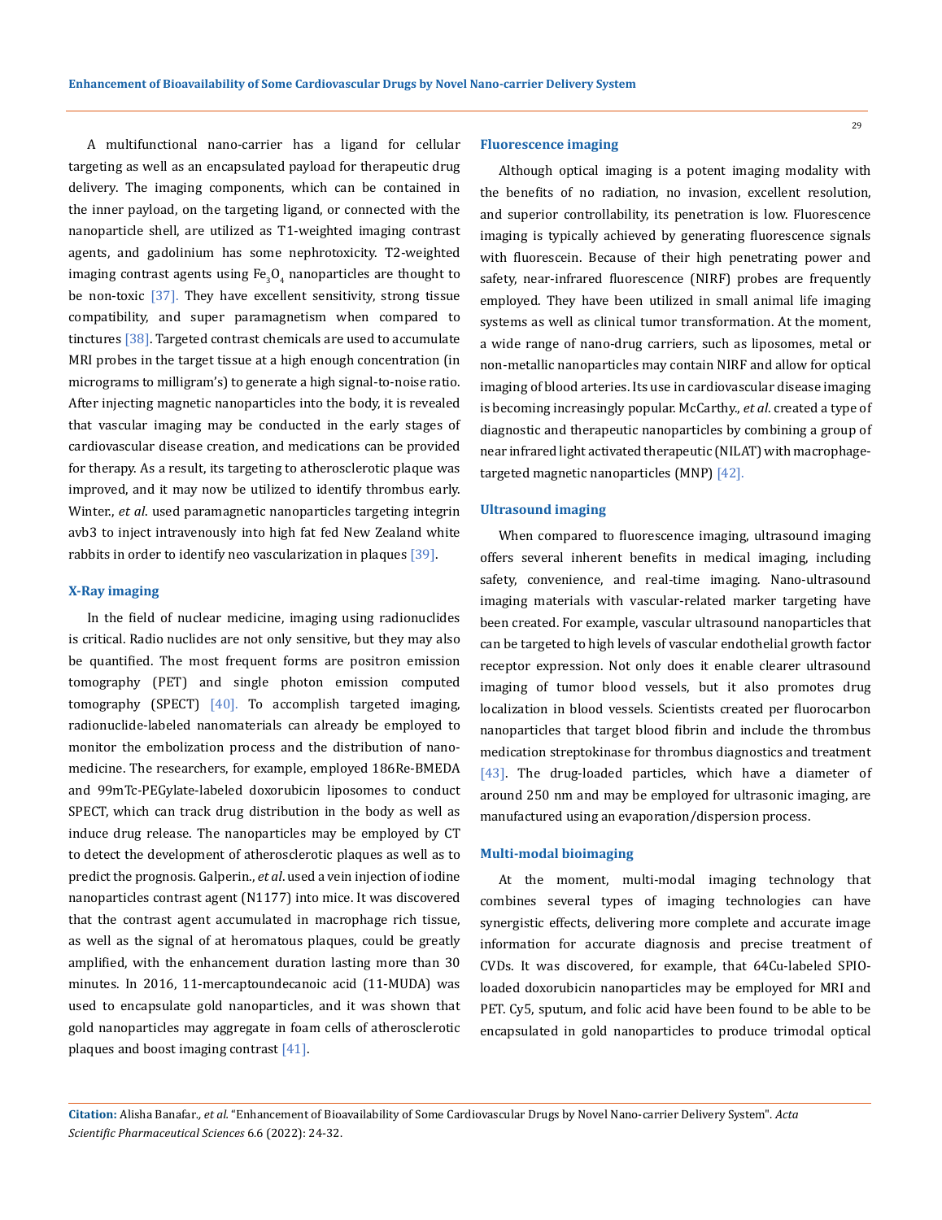A multifunctional nano-carrier has a ligand for cellular targeting as well as an encapsulated payload for therapeutic drug delivery. The imaging components, which can be contained in the inner payload, on the targeting ligand, or connected with the nanoparticle shell, are utilized as T1-weighted imaging contrast agents, and gadolinium has some nephrotoxicity. T2-weighted imaging contrast agents using $Fe_3O_4$ nanoparticles are thought to be non-toxic [37]. They have excellent sensitivity, strong tissue compatibility, and super paramagnetism when compared to tinctures [38]. Targeted contrast chemicals are used to accumulate MRI probes in the target tissue at a high enough concentration (in micrograms to milligram's) to generate a high signal-to-noise ratio. After injecting magnetic nanoparticles into the body, it is revealed that vascular imaging may be conducted in the early stages of cardiovascular disease creation, and medications can be provided for therapy. As a result, its targeting to atherosclerotic plaque was improved, and it may now be utilized to identify thrombus early. Winter., *et al*. used paramagnetic nanoparticles targeting integrin avb3 to inject intravenously into high fat fed New Zealand white rabbits in order to identify neo vascularization in plaques [39].

### X-Ray imaging

In the field of nuclear medicine, imaging using radionuclides is critical. Radio nuclides are not only sensitive, but they may also be quantified. The most frequent forms are positron emission tomography (PET) and single photon emission computed tomography (SPECT) [40]. To accomplish targeted imaging, radionuclide-labeled nanomaterials can already be employed to monitor the embolization process and the distribution of nano-medicine. The researchers, for example, employed 186Re-BMEDA and 99mTc-PEGylate-labeled doxorubicin liposomes to conduct SPECT, which can track drug distribution in the body as well as induce drug release. The nanoparticles may be employed by CT to detect the development of atherosclerotic plaques as well as to predict the prognosis. Galperin., *et al*. used a vein injection of iodine nanoparticles contrast agent (N1177) into mice. It was discovered that the contrast agent accumulated in macrophage rich tissue, as well as the signal of at heromatous plaques, could be greatly amplified, with the enhancement duration lasting more than 30 minutes. In 2016, 11-mercaptoundecanoic acid (11-MUDA) was used to encapsulate gold nanoparticles, and it was shown that gold nanoparticles may aggregate in foam cells of atherosclerotic plaques and boost imaging contrast [41].

### Fluorescence imaging

Although optical imaging is a potent imaging modality with the benefits of no radiation, no invasion, excellent resolution, and superior controllability, its penetration is low. Fluorescence imaging is typically achieved by generating fluorescence signals with fluorescein. Because of their high penetrating power and safety, near-infrared fluorescence (NIRF) probes are frequently employed. They have been utilized in small animal life imaging systems as well as clinical tumor transformation. At the moment, a wide range of nano-drug carriers, such as liposomes, metal or non-metallic nanoparticles may contain NIRF and allow for optical imaging of blood arteries. Its use in cardiovascular disease imaging is becoming increasingly popular. McCarthy., *et al*. created a type of diagnostic and therapeutic nanoparticles by combining a group of near infrared light activated therapeutic (NILAT) with macrophage-targeted magnetic nanoparticles (MNP) [42].

### Ultrasound imaging

When compared to fluorescence imaging, ultrasound imaging offers several inherent benefits in medical imaging, including safety, convenience, and real-time imaging. Nano-ultrasound imaging materials with vascular-related marker targeting have been created. For example, vascular ultrasound nanoparticles that can be targeted to high levels of vascular endothelial growth factor receptor expression. Not only does it enable clearer ultrasound imaging of tumor blood vessels, but it also promotes drug localization in blood vessels. Scientists created per fluorocarbon nanoparticles that target blood fibrin and include the thrombus medication streptokinase for thrombus diagnostics and treatment [43]. The drug-loaded particles, which have a diameter of around 250 nm and may be employed for ultrasonic imaging, are manufactured using an evaporation/dispersion process.

### Multi-modal bioimaging

At the moment, multi-modal imaging technology that combines several types of imaging technologies can have synergistic effects, delivering more complete and accurate image information for accurate diagnosis and precise treatment of CVDs. It was discovered, for example, that 64Cu-labeled SPIO-loaded doxorubicin nanoparticles may be employed for MRI and PET. Cy5, sputum, and folic acid have been found to be able to be encapsulated in gold nanoparticles to produce trimodal optical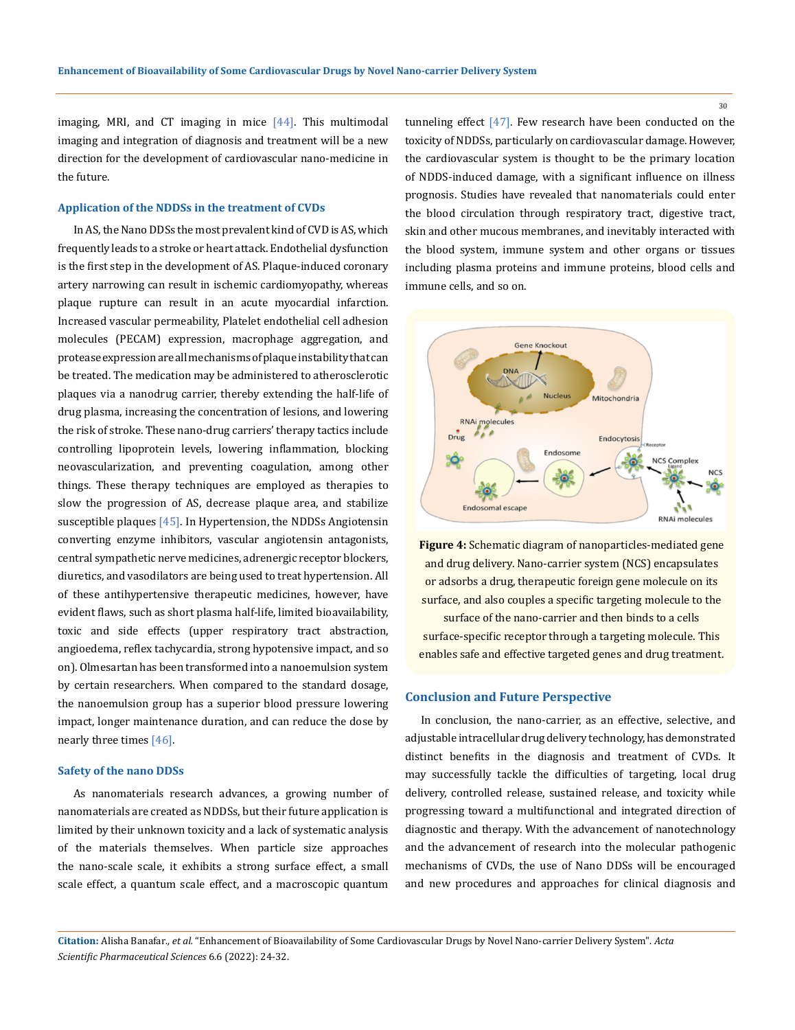imaging, MRI, and CT imaging in mice [44]. This multimodal imaging and integration of diagnosis and treatment will be a new direction for the development of cardiovascular nano-medicine in the future.

### Application of the NDDSs in the treatment of CVDs

In AS, the Nano DDSs the most prevalent kind of CVD is AS, which frequently leads to a stroke or heart attack. Endothelial dysfunction is the first step in the development of AS. Plaque-induced coronary artery narrowing can result in ischemic cardiomyopathy, whereas plaque rupture can result in an acute myocardial infarction. Increased vascular permeability, Platelet endothelial cell adhesion molecules (PECAM) expression, macrophage aggregation, and protease expression are all mechanisms of plaque instability that can be treated. The medication may be administered to atherosclerotic plaques via a nanodrug carrier, thereby extending the half-life of drug plasma, increasing the concentration of lesions, and lowering the risk of stroke. These nano-drug carriers' therapy tactics include controlling lipoprotein levels, lowering inflammation, blocking neovascularization, and preventing coagulation, among other things. These therapy techniques are employed as therapies to slow the progression of AS, decrease plaque area, and stabilize susceptible plaques [45]. In Hypertension, the NDDSs Angiotensin converting enzyme inhibitors, vascular angiotensin antagonists, central sympathetic nerve medicines, adrenergic receptor blockers, diuretics, and vasodilators are being used to treat hypertension. All of these antihypertensive therapeutic medicines, however, have evident flaws, such as short plasma half-life, limited bioavailability, toxic and side effects (upper respiratory tract abstraction, angioedema, reflex tachycardia, strong hypotensive impact, and so on). Olmesartan has been transformed into a nanoemulsion system by certain researchers. When compared to the standard dosage, the nanoemulsion group has a superior blood pressure lowering impact, longer maintenance duration, and can reduce the dose by nearly three times [46].

### Safety of the nano DDSs

As nanomaterials research advances, a growing number of nanomaterials are created as NDDSs, but their future application is limited by their unknown toxicity and a lack of systematic analysis of the materials themselves. When particle size approaches the nano-scale scale, it exhibits a strong surface effect, a small scale effect, a quantum scale effect, and a macroscopic quantum tunneling effect [47]. Few research have been conducted on the toxicity of NDDSs, particularly on cardiovascular damage. However, the cardiovascular system is thought to be the primary location of NDDS-induced damage, with a significant influence on illness prognosis. Studies have revealed that nanomaterials could enter the blood circulation through respiratory tract, digestive tract, skin and other mucous membranes, and inevitably interacted with the blood system, immune system and other organs or tissues including plasma proteins and immune proteins, blood cells and immune cells, and so on.

**Figure 4:** Schematic diagram of nanoparticles-mediated gene and drug delivery. Nano-carrier system (NCS) encapsulates or adsorbs a drug, therapeutic foreign gene molecule on its surface, and also couples a specific targeting molecule to the surface of the nano-carrier and then binds to a cells surface-specific receptor through a targeting molecule. This enables safe and effective targeted genes and drug treatment.

### Conclusion and Future Perspective

In conclusion, the nano-carrier, as an effective, selective, and adjustable intracellular drug delivery technology, has demonstrated distinct benefits in the diagnosis and treatment of CVDs. It may successfully tackle the difficulties of targeting, local drug delivery, controlled release, sustained release, and toxicity while progressing toward a multifunctional and integrated direction of diagnostic and therapy. With the advancement of nanotechnology and the advancement of research into the molecular pathogenic mechanisms of CVDs, the use of Nano DDSs will be encouraged and new procedures and approaches for clinical diagnosis and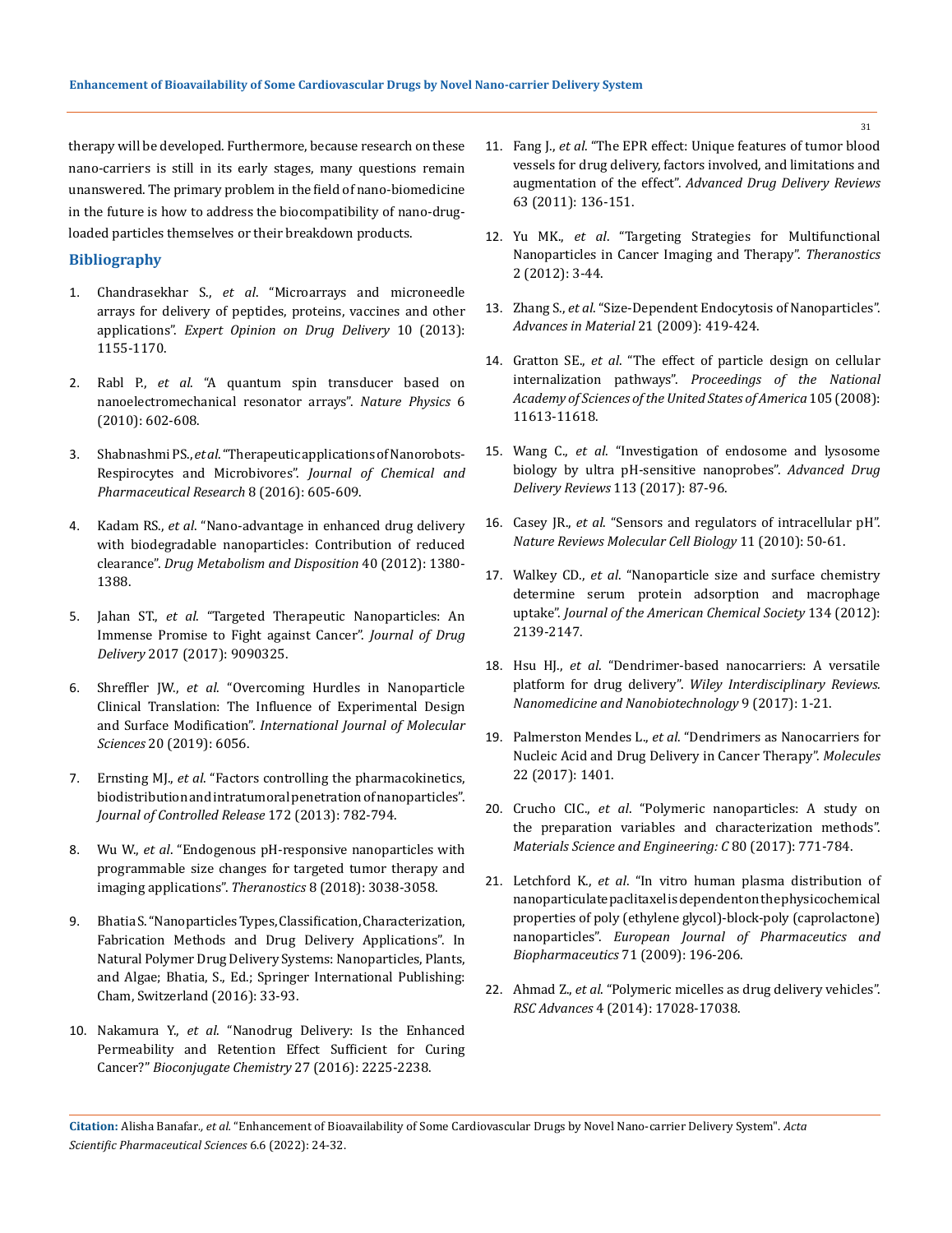therapy will be developed. Furthermore, because research on these nano-carriers is still in its early stages, many questions remain unanswered. The primary problem in the field of nano-biomedicine in the future is how to address the biocompatibility of nano-drug-loaded particles themselves or their breakdown products.

## Bibliography

1. Chandrasekhar S., *et al*. "Microarrays and microneedle arrays for delivery of peptides, proteins, vaccines and other applications". *Expert Opinion on Drug Delivery* 10 (2013): 1155-1170.
2. Rabl P., *et al*. "A quantum spin transducer based on nanoelectromechanical resonator arrays". *Nature Physics* 6 (2010): 602-608.
3. Shabnashmi PS., *et al*. "Therapeutic applications of Nanorobots-Respirocytes and Microbivores". *Journal of Chemical and Pharmaceutical Research* 8 (2016): 605-609.
4. Kadam RS., *et al*. "Nano-advantage in enhanced drug delivery with biodegradable nanoparticles: Contribution of reduced clearance". *Drug Metabolism and Disposition* 40 (2012): 1380-1388.
5. Jahan ST., *et al*. "Targeted Therapeutic Nanoparticles: An Immense Promise to Fight against Cancer". *Journal of Drug Delivery* 2017 (2017): 9090325.
6. Shreffler JW., *et al*. "Overcoming Hurdles in Nanoparticle Clinical Translation: The Influence of Experimental Design and Surface Modification". *International Journal of Molecular Sciences* 20 (2019): 6056.
7. Ernsting MJ., *et al*. "Factors controlling the pharmacokinetics, biodistribution and intratumoral penetration of nanoparticles". *Journal of Controlled Release* 172 (2013): 782-794.
8. Wu W., *et al*. "Endogenous pH-responsive nanoparticles with programmable size changes for targeted tumor therapy and imaging applications". *Theranostics* 8 (2018): 3038-3058.
9. Bhatia S. "Nanoparticles Types, Classification, Characterization, Fabrication Methods and Drug Delivery Applications". In Natural Polymer Drug Delivery Systems: Nanoparticles, Plants, and Algae; Bhatia, S., Ed.; Springer International Publishing: Cham, Switzerland (2016): 33-93.
10. Nakamura Y., *et al*. "Nanodrug Delivery: Is the Enhanced Permeability and Retention Effect Sufficient for Curing Cancer?" *Bioconjugate Chemistry* 27 (2016): 2225-2238.
11. Fang J., *et al*. "The EPR effect: Unique features of tumor blood vessels for drug delivery, factors involved, and limitations and augmentation of the effect". *Advanced Drug Delivery Reviews* 63 (2011): 136-151.
12. Yu MK., *et al*. "Targeting Strategies for Multifunctional Nanoparticles in Cancer Imaging and Therapy". *Theranostics* 2 (2012): 3-44.
13. Zhang S., *et al*. "Size-Dependent Endocytosis of Nanoparticles". *Advances in Material* 21 (2009): 419-424.
14. Gratton SE., *et al*. "The effect of particle design on cellular internalization pathways". *Proceedings of the National Academy of Sciences of the United States of America* 105 (2008): 11613-11618.
15. Wang C., *et al*. "Investigation of endosome and lysosome biology by ultra pH-sensitive nanoprobes". *Advanced Drug Delivery Reviews* 113 (2017): 87-96.
16. Casey JR., *et al*. "Sensors and regulators of intracellular pH". *Nature Reviews Molecular Cell Biology* 11 (2010): 50-61.
17. Walkey CD., *et al*. "Nanoparticle size and surface chemistry determine serum protein adsorption and macrophage uptake". *Journal of the American Chemical Society* 134 (2012): 2139-2147.
18. Hsu HJ., *et al*. "Dendrimer-based nanocarriers: A versatile platform for drug delivery". *Wiley Interdisciplinary Reviews. Nanomedicine and Nanobiotechnology* 9 (2017): 1-21.
19. Palmerston Mendes L., *et al*. "Dendrimers as Nanocarriers for Nucleic Acid and Drug Delivery in Cancer Therapy". *Molecules* 22 (2017): 1401.
20. Crucho CIC., *et al*. "Polymeric nanoparticles: A study on the preparation variables and characterization methods". *Materials Science and Engineering: C* 80 (2017): 771-784.
21. Letchford K., *et al*. "In vitro human plasma distribution of nanoparticulate paclitaxel is dependent on the physicochemical properties of poly (ethylene glycol)-block-poly (caprolactone) nanoparticles". *European Journal of Pharmaceutics and Biopharmaceutics* 71 (2009): 196-206.
22. Ahmad Z., *et al*. "Polymeric micelles as drug delivery vehicles". *RSC Advances* 4 (2014): 17028-17038.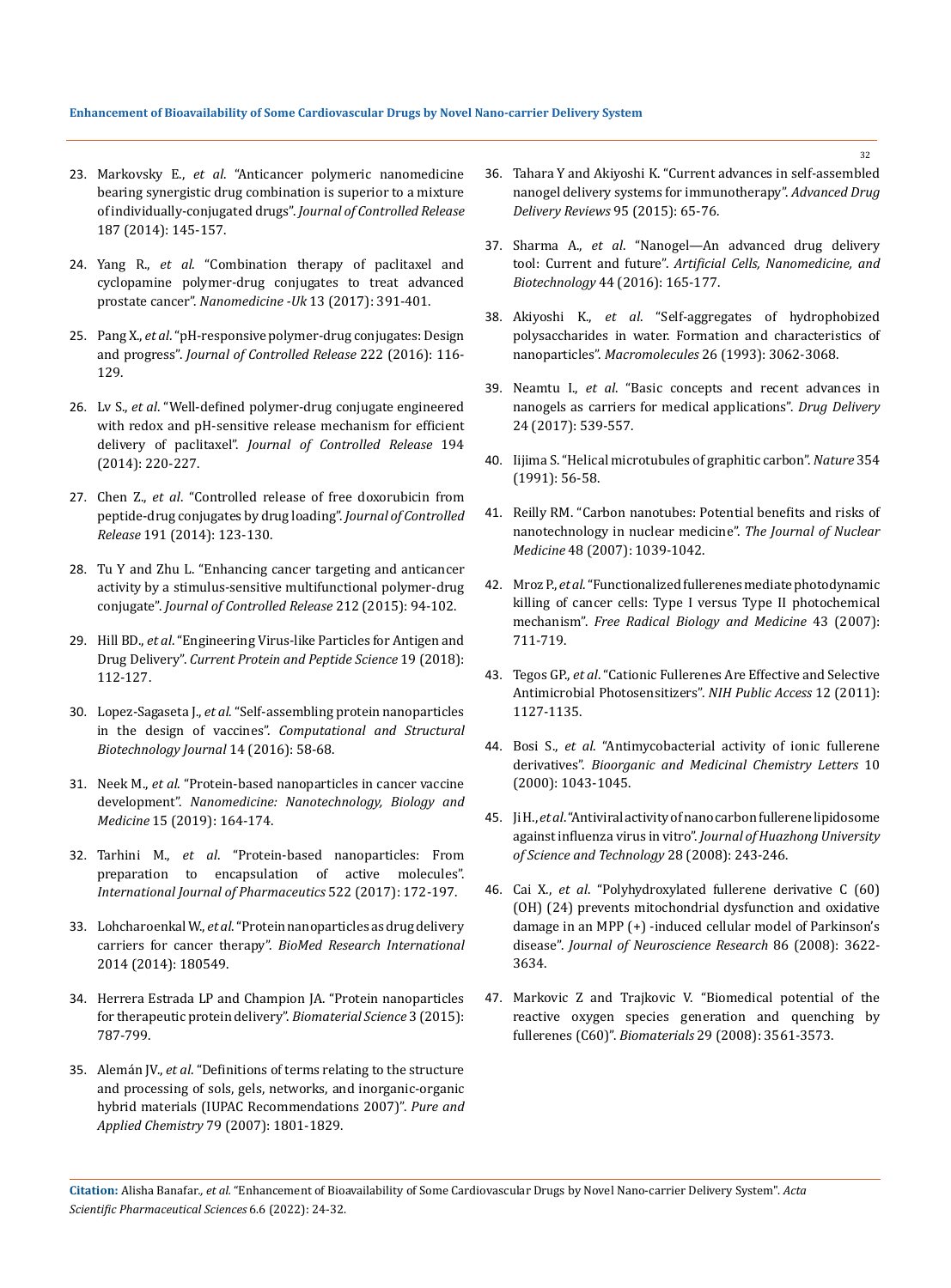23. Markovsky E., *et al*. "Anticancer polymeric nanomedicine bearing synergistic drug combination is superior to a mixture of individually-conjugated drugs". *Journal of Controlled Release* 187 (2014): 145-157.

24. Yang R., *et al*. "Combination therapy of paclitaxel and cyclopamine polymer-drug conjugates to treat advanced prostate cancer". *Nanomedicine -Uk* 13 (2017): 391-401.

25. Pang X., *et al*. "pH-responsive polymer-drug conjugates: Design and progress". *Journal of Controlled Release* 222 (2016): 116-129.

26. Lv S., *et al*. "Well-defined polymer-drug conjugate engineered with redox and pH-sensitive release mechanism for efficient delivery of paclitaxel". *Journal of Controlled Release* 194 (2014): 220-227.

27. Chen Z., *et al*. "Controlled release of free doxorubicin from peptide-drug conjugates by drug loading". *Journal of Controlled Release* 191 (2014): 123-130.

28. Tu Y and Zhu L. "Enhancing cancer targeting and anticancer activity by a stimulus-sensitive multifunctional polymer-drug conjugate". *Journal of Controlled Release* 212 (2015): 94-102.

29. Hill BD., *et al*. "Engineering Virus-like Particles for Antigen and Drug Delivery". *Current Protein and Peptide Science* 19 (2018): 112-127.

30. Lopez-Sagaseta J., *et al*. "Self-assembling protein nanoparticles in the design of vaccines". *Computational and Structural Biotechnology Journal* 14 (2016): 58-68.

31. Neek M., *et al*. "Protein-based nanoparticles in cancer vaccine development". *Nanomedicine: Nanotechnology, Biology and Medicine* 15 (2019): 164-174.

32. Tarhini M., *et al*. "Protein-based nanoparticles: From preparation to encapsulation of active molecules". *International Journal of Pharmaceutics* 522 (2017): 172-197.

33. Lohcharoenkal W., *et al*. "Protein nanoparticles as drug delivery carriers for cancer therapy". *BioMed Research International* 2014 (2014): 180549.

34. Herrera Estrada LP and Champion JA. "Protein nanoparticles for therapeutic protein delivery". *Biomaterial Science* 3 (2015): 787-799.

35. Alemán JV., *et al*. "Definitions of terms relating to the structure and processing of sols, gels, networks, and inorganic-organic hybrid materials (IUPAC Recommendations 2007)". *Pure and Applied Chemistry* 79 (2007): 1801-1829.

36. Tahara Y and Akiyoshi K. "Current advances in self-assembled nanogel delivery systems for immunotherapy". *Advanced Drug Delivery Reviews* 95 (2015): 65-76.

37. Sharma A., *et al*. "Nanogel—An advanced drug delivery tool: Current and future". *Artificial Cells, Nanomedicine, and Biotechnology* 44 (2016): 165-177.

38. Akiyoshi K., *et al*. "Self-aggregates of hydrophobized polysaccharides in water. Formation and characteristics of nanoparticles". *Macromolecules* 26 (1993): 3062-3068.

39. Neamtu I., *et al*. "Basic concepts and recent advances in nanogels as carriers for medical applications". *Drug Delivery* 24 (2017): 539-557.

40. Iijima S. "Helical microtubules of graphitic carbon". *Nature* 354 (1991): 56-58.

41. Reilly RM. "Carbon nanotubes: Potential benefits and risks of nanotechnology in nuclear medicine". *The Journal of Nuclear Medicine* 48 (2007): 1039-1042.

42. Mroz P., *et al*. "Functionalized fullerenes mediate photodynamic killing of cancer cells: Type I versus Type II photochemical mechanism". *Free Radical Biology and Medicine* 43 (2007): 711-719.

43. Tegos GP., *et al*. "Cationic Fullerenes Are Effective and Selective Antimicrobial Photosensitizers". *NIH Public Access* 12 (2011): 1127-1135.

44. Bosi S., *et al*. "Antimycobacterial activity of ionic fullerene derivatives". *Bioorganic and Medicinal Chemistry Letters* 10 (2000): 1043-1045.

45. Ji H., *et al*. "Antiviral activity of nano carbon fullerene lipidosome against influenza virus in vitro". *Journal of Huazhong University of Science and Technology* 28 (2008): 243-246.

46. Cai X., *et al*. "Polyhydroxylated fullerene derivative C (60) (OH) (24) prevents mitochondrial dysfunction and oxidative damage in an MPP (+) -induced cellular model of Parkinson's disease". *Journal of Neuroscience Research* 86 (2008): 3622-3634.

47. Markovic Z and Trajkovic V. "Biomedical potential of the reactive oxygen species generation and quenching by fullerenes (C60)". *Biomaterials* 29 (2008): 3561-3573.